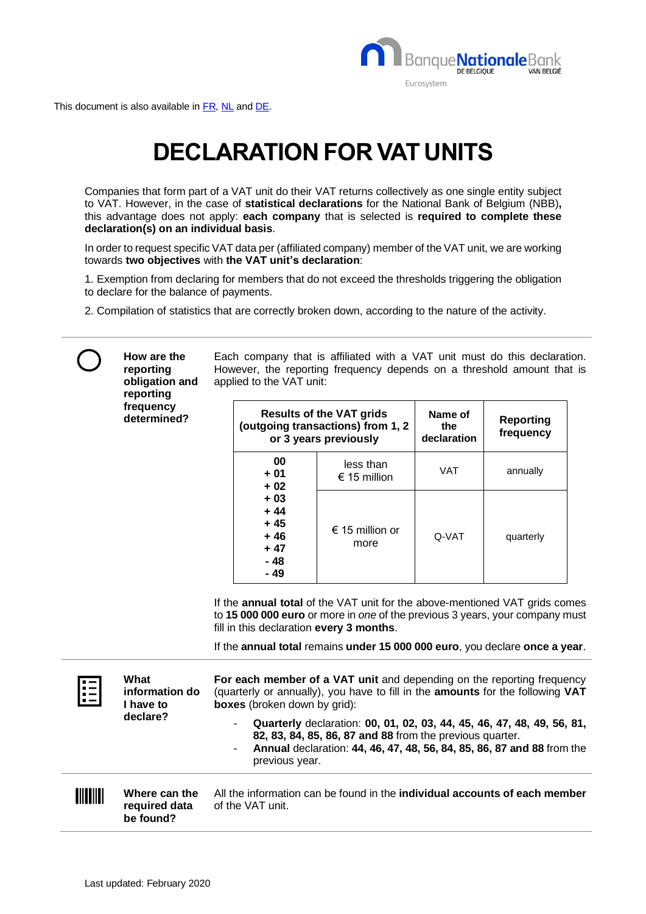This document is also available in FR, NL and DE.

# DECLARATION FOR VAT UNITS

Companies that form part of a VAT unit do their VAT returns collectively as one single entity subject to VAT. However, in the case of **statistical declarations** for the National Bank of Belgium (NBB)**,** this advantage does not apply: **each company** that is selected is **required to complete these declaration(s) on an individual basis**.

In order to request specific VAT data per (affiliated company) member of the VAT unit, we are working towards **two objectives** with **the VAT unit's declaration**:

1. Exemption from declaring for members that do not exceed the thresholds triggering the obligation to declare for the balance of payments.

2. Compilation of statistics that are correctly broken down, according to the nature of the activity.

---

**How are the reporting obligation and reporting frequency determined?**

Each company that is affiliated with a VAT unit must do this declaration. However, the reporting frequency depends on a threshold amount that is applied to the VAT unit:

| Results of the VAT grids (outgoing transactions) from 1, 2 or 3 years previously | | Name of the declaration | Reporting frequency |
|---|---|---|---|
| 00 + 01 + 02 + 03 + 44 + 45 + 46 + 47 - 48 - 49 | less than € 15 million | VAT | annually |
| | € 15 million or more | Q-VAT | quarterly |

If the **annual total** of the VAT unit for the above-mentioned VAT grids comes to **15 000 000 euro** or more in *one* of the previous 3 years, your company must fill in this declaration **every 3 months**.

If the **annual total** remains **under 15 000 000 euro**, you declare **once a year**.

---

**What information do I have to declare?**

**For each member of a VAT unit** and depending on the reporting frequency (quarterly or annually), you have to fill in the **amounts** for the following **VAT boxes** (broken down by grid):

- **Quarterly** declaration: **00, 01, 02, 03, 44, 45, 46, 47, 48, 49, 56, 81, 82, 83, 84, 85, 86, 87 and 88** from the previous quarter.
- **Annual** declaration: **44, 46, 47, 48, 56, 84, 85, 86, 87 and 88** from the previous year.

---

**Where can the required data be found?**

All the information can be found in the **individual accounts of each member** of the VAT unit.

---

Last updated: February 2020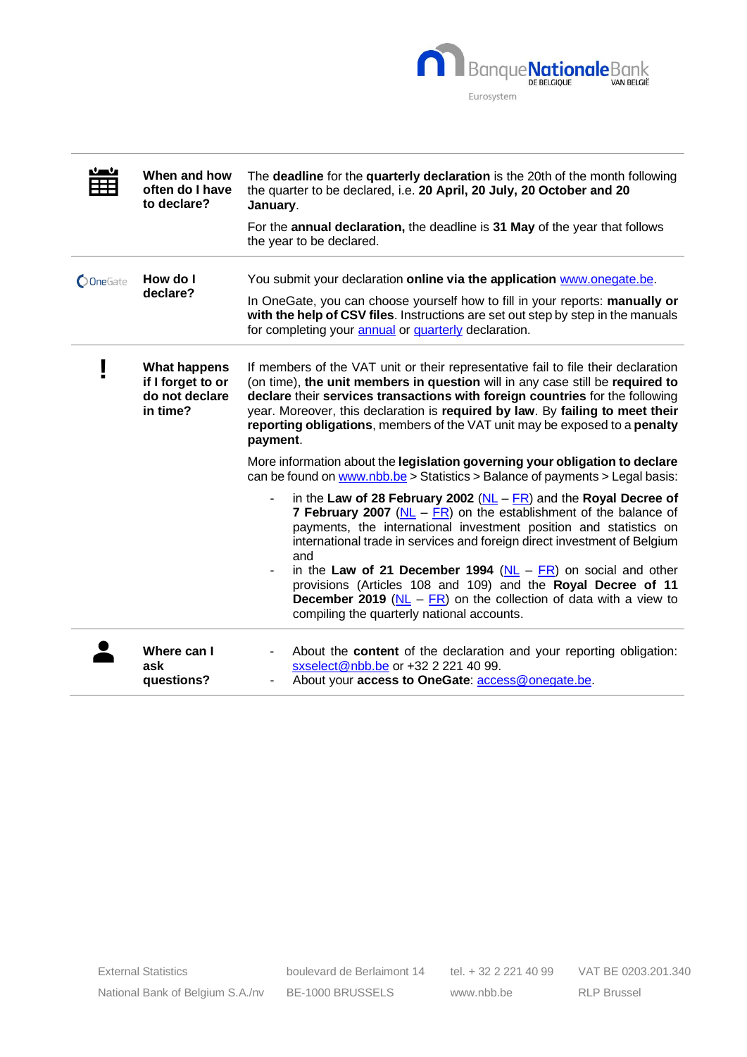| | | |
|---|---|---|
| | **When and how often do I have to declare?** | The **deadline** for the **quarterly declaration** is the 20th of the month following the quarter to be declared, i.e. **20 April, 20 July, 20 October and 20 January**.<br><br>For the **annual declaration,** the deadline is **31 May** of the year that follows the year to be declared. |
| OneGate | **How do I declare?** | You submit your declaration **online via the application** www.onegate.be.<br><br>In OneGate, you can choose yourself how to fill in your reports: **manually or with the help of CSV files**. Instructions are set out step by step in the manuals for completing your annual or quarterly declaration. |
| ! | **What happens if I forget to or do not declare in time?** | If members of the VAT unit or their representative fail to file their declaration (on time), **the unit members in question** will in any case still be **required to declare** their **services transactions with foreign countries** for the following year. Moreover, this declaration is **required by law**. By **failing to meet their reporting obligations**, members of the VAT unit may be exposed to a **penalty payment**.<br><br>More information about the **legislation governing your obligation to declare** can be found on www.nbb.be > Statistics > Balance of payments > Legal basis:<br><br>- in the **Law of 28 February 2002** (NL – FR) and the **Royal Decree of 7 February 2007** (NL – FR) on the establishment of the balance of payments, the international investment position and statistics on international trade in services and foreign direct investment of Belgium and<br>- in the **Law of 21 December 1994** (NL – FR) on social and other provisions (Articles 108 and 109) and the **Royal Decree of 11 December 2019** (NL – FR) on the collection of data with a view to compiling the quarterly national accounts. |
| | **Where can I ask questions?** | - About the **content** of the declaration and your reporting obligation: sxselect@nbb.be or +32 2 221 40 99.<br>- About your **access to OneGate**: access@onegate.be. |